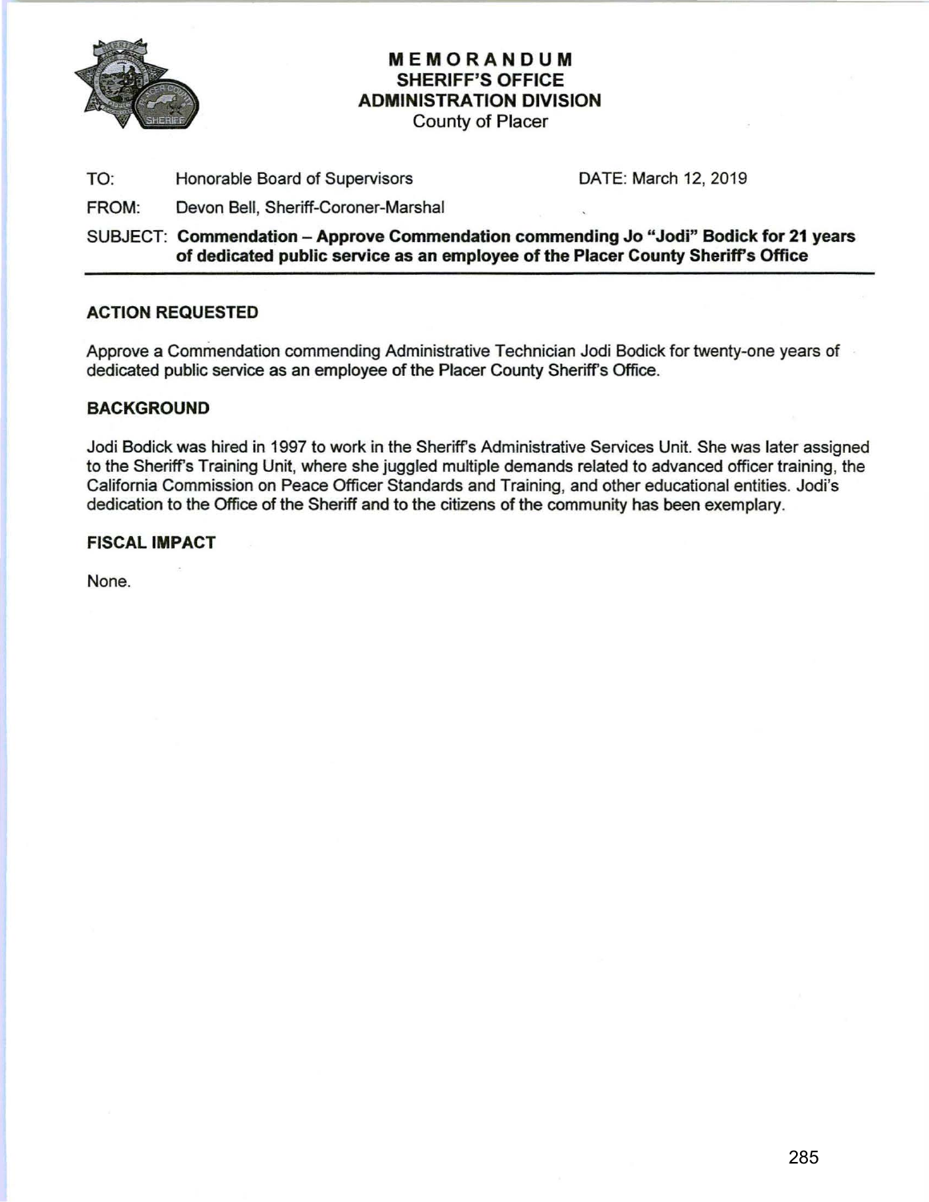# MEMORANDUM
## SHERIFF'S OFFICE
## ADMINISTRATION DIVISION
County of Placer

TO: Honorable Board of Supervisors DATE: March 12, 2019

FROM: Devon Bell, Sheriff-Coroner-Marshal

SUBJECT: **Commendation – Approve Commendation commending Jo "Jodi" Bodick for 21 years of dedicated public service as an employee of the Placer County Sheriff's Office**

---

### ACTION REQUESTED

Approve a Commendation commending Administrative Technician Jodi Bodick for twenty-one years of dedicated public service as an employee of the Placer County Sheriff's Office.

### BACKGROUND

Jodi Bodick was hired in 1997 to work in the Sheriff's Administrative Services Unit. She was later assigned to the Sheriff's Training Unit, where she juggled multiple demands related to advanced officer training, the California Commission on Peace Officer Standards and Training, and other educational entities. Jodi's dedication to the Office of the Sheriff and to the citizens of the community has been exemplary.

### FISCAL IMPACT

None.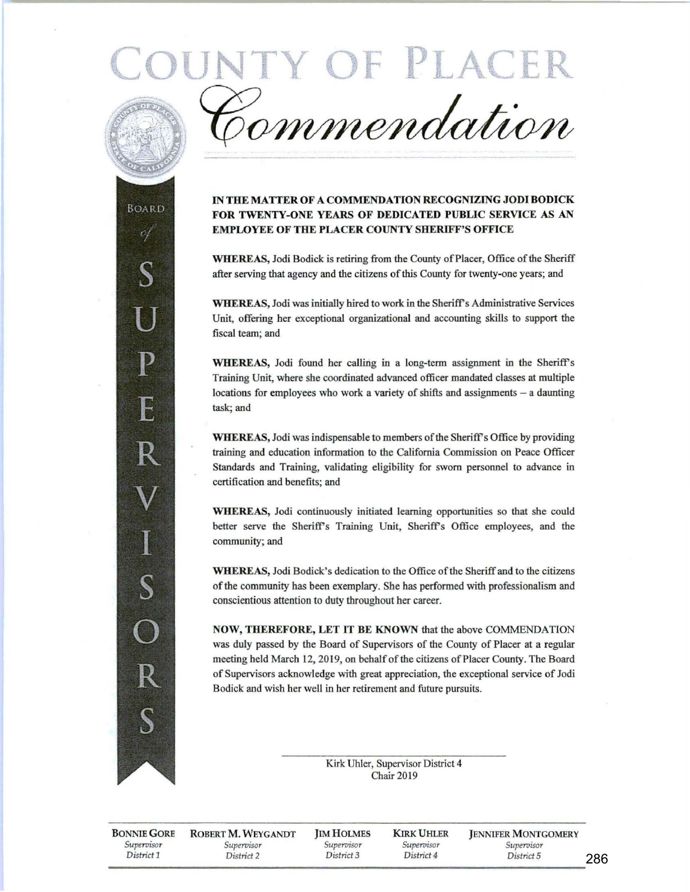# COUNTY OF PLACER

## *Commendation*

BOARD of SUPERVISORS

**IN THE MATTER OF A COMMENDATION RECOGNIZING JODI BODICK FOR TWENTY-ONE YEARS OF DEDICATED PUBLIC SERVICE AS AN EMPLOYEE OF THE PLACER COUNTY SHERIFF'S OFFICE**

**WHEREAS,** Jodi Bodick is retiring from the County of Placer, Office of the Sheriff after serving that agency and the citizens of this County for twenty-one years; and

**WHEREAS,** Jodi was initially hired to work in the Sheriff's Administrative Services Unit, offering her exceptional organizational and accounting skills to support the fiscal team; and

**WHEREAS,** Jodi found her calling in a long-term assignment in the Sheriff's Training Unit, where she coordinated advanced officer mandated classes at multiple locations for employees who work a variety of shifts and assignments – a daunting task; and

**WHEREAS,** Jodi was indispensable to members of the Sheriff's Office by providing training and education information to the California Commission on Peace Officer Standards and Training, validating eligibility for sworn personnel to advance in certification and benefits; and

**WHEREAS,** Jodi continuously initiated learning opportunities so that she could better serve the Sheriff's Training Unit, Sheriff's Office employees, and the community; and

**WHEREAS,** Jodi Bodick's dedication to the Office of the Sheriff and to the citizens of the community has been exemplary. She has performed with professionalism and conscientious attention to duty throughout her career.

**NOW, THEREFORE, LET IT BE KNOWN** that the above COMMENDATION was duly passed by the Board of Supervisors of the County of Placer at a regular meeting held March 12, 2019, on behalf of the citizens of Placer County. The Board of Supervisors acknowledge with great appreciation, the exceptional service of Jodi Bodick and wish her well in her retirement and future pursuits.

Kirk Uhler, Supervisor District 4
Chair 2019

| | | | | |
|---|---|---|---|---|
| **BONNIE GORE** | **ROBERT M. WEYGANDT** | **JIM HOLMES** | **KIRK UHLER** | **JENNIFER MONTGOMERY** |
| *Supervisor* | *Supervisor* | *Supervisor* | *Supervisor* | *Supervisor* |
| *District 1* | *District 2* | *District 3* | *District 4* | *District 5* |